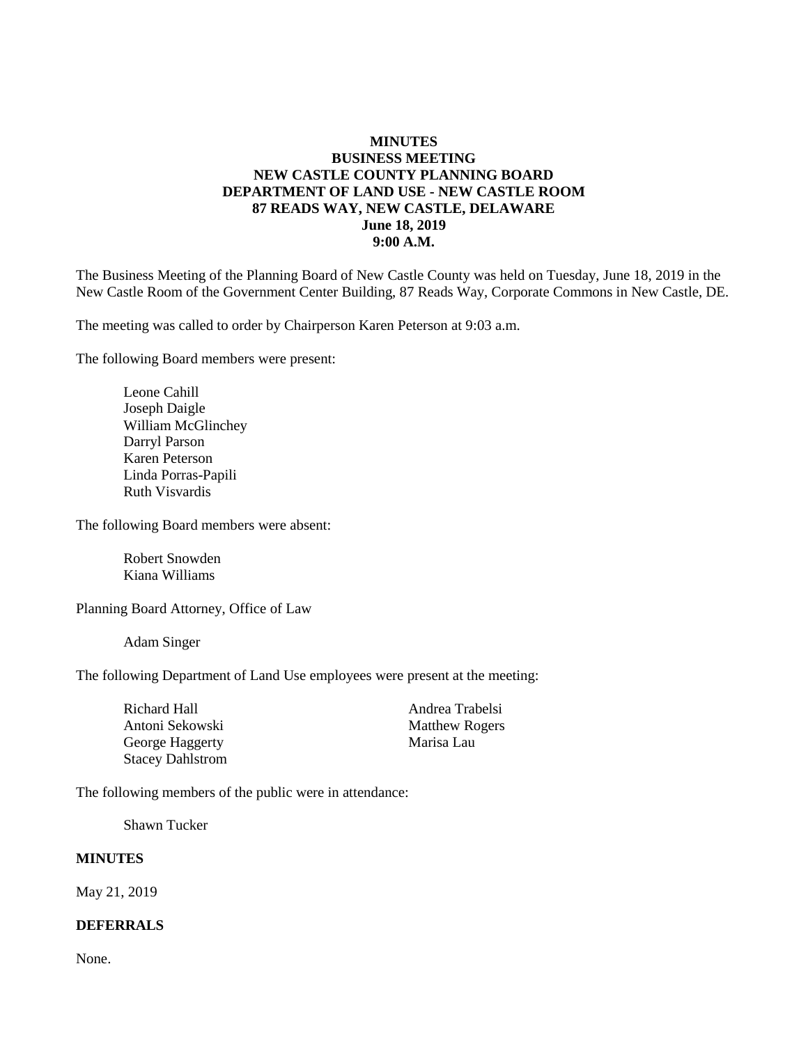**MINUTES**
**BUSINESS MEETING**
**NEW CASTLE COUNTY PLANNING BOARD**
**DEPARTMENT OF LAND USE - NEW CASTLE ROOM**
**87 READS WAY, NEW CASTLE, DELAWARE**
**June 18, 2019**
**9:00 A.M.**

The Business Meeting of the Planning Board of New Castle County was held on Tuesday, June 18, 2019 in the New Castle Room of the Government Center Building, 87 Reads Way, Corporate Commons in New Castle, DE.

The meeting was called to order by Chairperson Karen Peterson at 9:03 a.m.

The following Board members were present:

Leone Cahill
Joseph Daigle
William McGlinchey
Darryl Parson
Karen Peterson
Linda Porras-Papili
Ruth Visvardis

The following Board members were absent:

Robert Snowden
Kiana Williams

Planning Board Attorney, Office of Law

Adam Singer

The following Department of Land Use employees were present at the meeting:

Richard Hall
Antoni Sekowski
George Haggerty
Stacey Dahlstrom
Andrea Trabelsi
Matthew Rogers
Marisa Lau

The following members of the public were in attendance:

Shawn Tucker

**MINUTES**

May 21, 2019

**DEFERRALS**

None.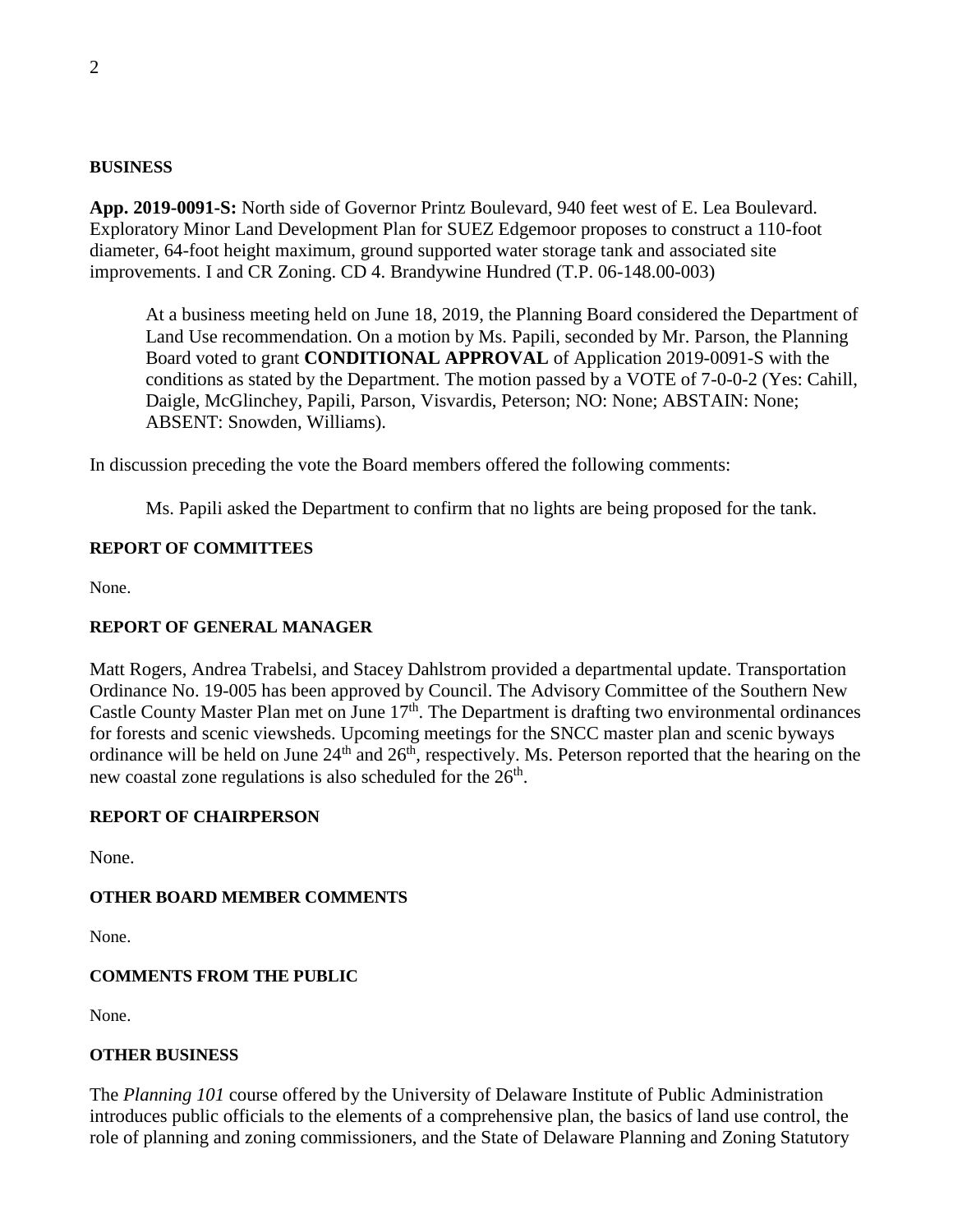**BUSINESS**

**App. 2019-0091-S:** North side of Governor Printz Boulevard, 940 feet west of E. Lea Boulevard. Exploratory Minor Land Development Plan for SUEZ Edgemoor proposes to construct a 110-foot diameter, 64-foot height maximum, ground supported water storage tank and associated site improvements. I and CR Zoning. CD 4. Brandywine Hundred (T.P. 06-148.00-003)

> At a business meeting held on June 18, 2019, the Planning Board considered the Department of Land Use recommendation. On a motion by Ms. Papili, seconded by Mr. Parson, the Planning Board voted to grant **CONDITIONAL APPROVAL** of Application 2019-0091-S with the conditions as stated by the Department. The motion passed by a VOTE of 7-0-0-2 (Yes: Cahill, Daigle, McGlinchey, Papili, Parson, Visvardis, Peterson; NO: None; ABSTAIN: None; ABSENT: Snowden, Williams).

In discussion preceding the vote the Board members offered the following comments:

> Ms. Papili asked the Department to confirm that no lights are being proposed for the tank.

**REPORT OF COMMITTEES**

None.

**REPORT OF GENERAL MANAGER**

Matt Rogers, Andrea Trabelsi, and Stacey Dahlstrom provided a departmental update. Transportation Ordinance No. 19-005 has been approved by Council. The Advisory Committee of the Southern New Castle County Master Plan met on June 17th. The Department is drafting two environmental ordinances for forests and scenic viewsheds. Upcoming meetings for the SNCC master plan and scenic byways ordinance will be held on June 24th and 26th, respectively. Ms. Peterson reported that the hearing on the new coastal zone regulations is also scheduled for the 26th.

**REPORT OF CHAIRPERSON**

None.

**OTHER BOARD MEMBER COMMENTS**

None.

**COMMENTS FROM THE PUBLIC**

None.

**OTHER BUSINESS**

The *Planning 101* course offered by the University of Delaware Institute of Public Administration introduces public officials to the elements of a comprehensive plan, the basics of land use control, the role of planning and zoning commissioners, and the State of Delaware Planning and Zoning Statutory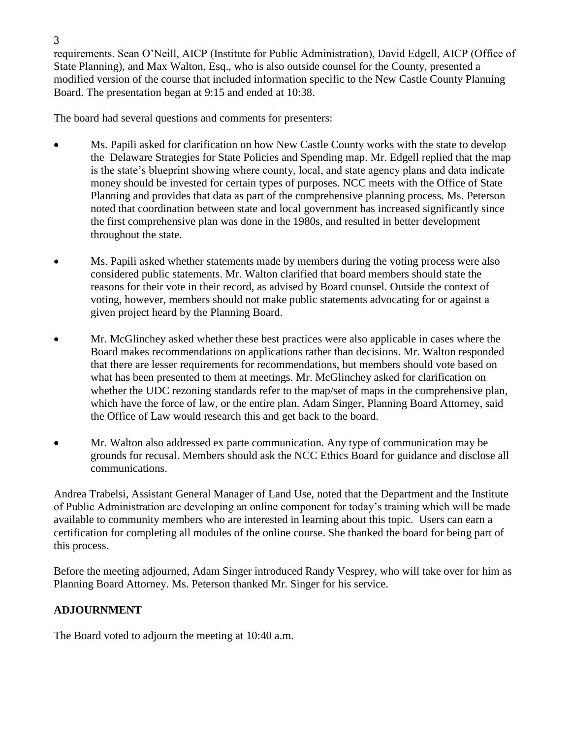requirements. Sean O'Neill, AICP (Institute for Public Administration), David Edgell, AICP (Office of State Planning), and Max Walton, Esq., who is also outside counsel for the County, presented a modified version of the course that included information specific to the New Castle County Planning Board. The presentation began at 9:15 and ended at 10:38.

The board had several questions and comments for presenters:

- Ms. Papili asked for clarification on how New Castle County works with the state to develop the Delaware Strategies for State Policies and Spending map. Mr. Edgell replied that the map is the state's blueprint showing where county, local, and state agency plans and data indicate money should be invested for certain types of purposes. NCC meets with the Office of State Planning and provides that data as part of the comprehensive planning process. Ms. Peterson noted that coordination between state and local government has increased significantly since the first comprehensive plan was done in the 1980s, and resulted in better development throughout the state.

- Ms. Papili asked whether statements made by members during the voting process were also considered public statements. Mr. Walton clarified that board members should state the reasons for their vote in their record, as advised by Board counsel. Outside the context of voting, however, members should not make public statements advocating for or against a given project heard by the Planning Board.

- Mr. McGlinchey asked whether these best practices were also applicable in cases where the Board makes recommendations on applications rather than decisions. Mr. Walton responded that there are lesser requirements for recommendations, but members should vote based on what has been presented to them at meetings. Mr. McGlinchey asked for clarification on whether the UDC rezoning standards refer to the map/set of maps in the comprehensive plan, which have the force of law, or the entire plan. Adam Singer, Planning Board Attorney, said the Office of Law would research this and get back to the board.

- Mr. Walton also addressed ex parte communication. Any type of communication may be grounds for recusal. Members should ask the NCC Ethics Board for guidance and disclose all communications.

Andrea Trabelsi, Assistant General Manager of Land Use, noted that the Department and the Institute of Public Administration are developing an online component for today's training which will be made available to community members who are interested in learning about this topic. Users can earn a certification for completing all modules of the online course. She thanked the board for being part of this process.

Before the meeting adjourned, Adam Singer introduced Randy Vesprey, who will take over for him as Planning Board Attorney. Ms. Peterson thanked Mr. Singer for his service.

## ADJOURNMENT

The Board voted to adjourn the meeting at 10:40 a.m.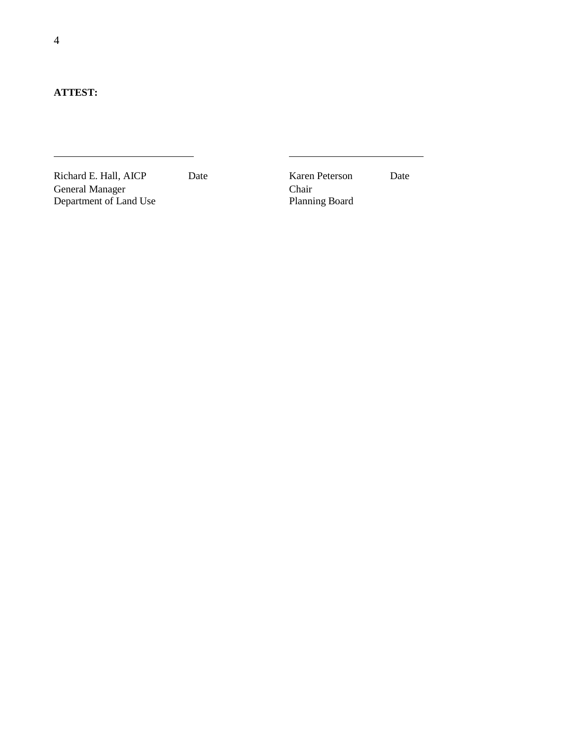**ATTEST:**

\_\_\_\_\_\_\_\_\_\_\_\_\_\_\_\_\_\_\_\_\_\_\_\_\_\_\_\_ \_\_\_\_\_\_\_\_\_\_\_\_\_\_\_\_\_\_\_\_\_\_\_\_\_\_\_\_

| | | | |
|---|---|---|---|
| Richard E. Hall, AICP | Date | Karen Peterson | Date |
| General Manager | | Chair | |
| Department of Land Use | | Planning Board | |